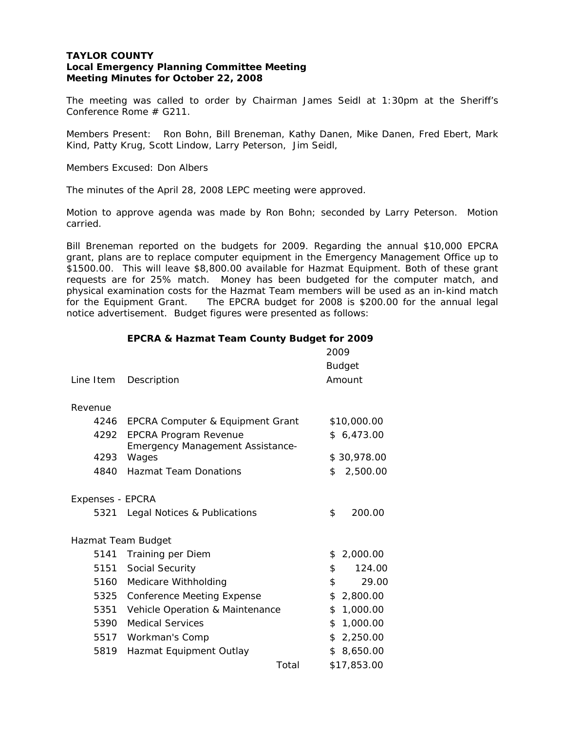**TAYLOR COUNTY**
**Local Emergency Planning Committee Meeting**
**Meeting Minutes for October 22, 2008**

The meeting was called to order by Chairman James Seidl at 1:30pm at the Sheriff's Conference Rome # G211.

Members Present: Ron Bohn, Bill Breneman, Kathy Danen, Mike Danen, Fred Ebert, Mark Kind, Patty Krug, Scott Lindow, Larry Peterson, Jim Seidl,

Members Excused: Don Albers

The minutes of the April 28, 2008 LEPC meeting were approved.

Motion to approve agenda was made by Ron Bohn; seconded by Larry Peterson. Motion carried.

Bill Breneman reported on the budgets for 2009. Regarding the annual $10,000 EPCRA grant, plans are to replace computer equipment in the Emergency Management Office up to $1500.00. This will leave $8,800.00 available for Hazmat Equipment. Both of these grant requests are for 25% match. Money has been budgeted for the computer match, and physical examination costs for the Hazmat Team members will be used as an in-kind match for the Equipment Grant. The EPCRA budget for 2008 is $200.00 for the annual legal notice advertisement. Budget figures were presented as follows:

**EPCRA & Hazmat Team County Budget for 2009**

| Line Item | Description | 2009 Budget Amount |
|---|---|---|
| Revenue | | |
| 4246 | EPCRA Computer & Equipment Grant | $10,000.00 |
| 4292 | EPCRA Program Revenue | $ 6,473.00 |
| 4293 | Emergency Management Assistance-Wages | $ 30,978.00 |
| 4840 | Hazmat Team Donations | $ 2,500.00 |
| Expenses - EPCRA | | |
| 5321 | Legal Notices & Publications | $ 200.00 |
| Hazmat Team Budget | | |
| 5141 | Training per Diem | $ 2,000.00 |
| 5151 | Social Security | $ 124.00 |
| 5160 | Medicare Withholding | $ 29.00 |
| 5325 | Conference Meeting Expense | $ 2,800.00 |
| 5351 | Vehicle Operation & Maintenance | $ 1,000.00 |
| 5390 | Medical Services | $ 1,000.00 |
| 5517 | Workman's Comp | $ 2,250.00 |
| 5819 | Hazmat Equipment Outlay | $ 8,650.00 |
| | Total | $17,853.00 |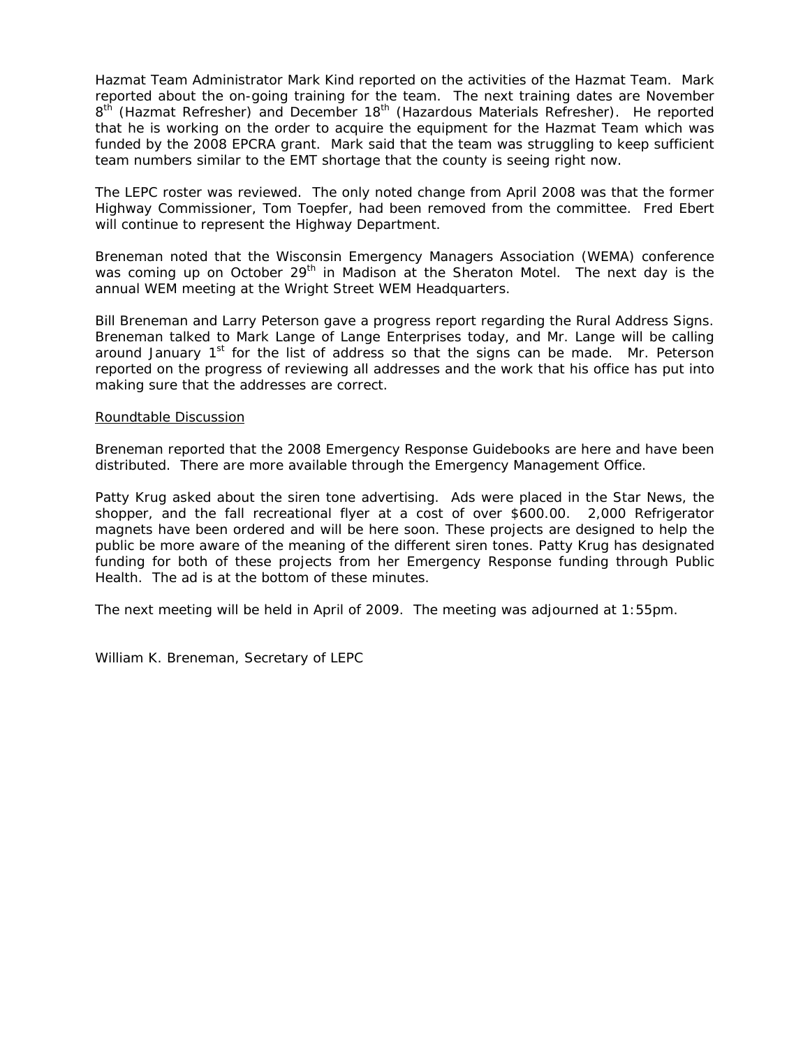Hazmat Team Administrator Mark Kind reported on the activities of the Hazmat Team. Mark reported about the on-going training for the team. The next training dates are November 8th (Hazmat Refresher) and December 18th (Hazardous Materials Refresher). He reported that he is working on the order to acquire the equipment for the Hazmat Team which was funded by the 2008 EPCRA grant. Mark said that the team was struggling to keep sufficient team numbers similar to the EMT shortage that the county is seeing right now.

The LEPC roster was reviewed. The only noted change from April 2008 was that the former Highway Commissioner, Tom Toepfer, had been removed from the committee. Fred Ebert will continue to represent the Highway Department.

Breneman noted that the Wisconsin Emergency Managers Association (WEMA) conference was coming up on October 29th in Madison at the Sheraton Motel. The next day is the annual WEM meeting at the Wright Street WEM Headquarters.

Bill Breneman and Larry Peterson gave a progress report regarding the Rural Address Signs. Breneman talked to Mark Lange of Lange Enterprises today, and Mr. Lange will be calling around January 1st for the list of address so that the signs can be made. Mr. Peterson reported on the progress of reviewing all addresses and the work that his office has put into making sure that the addresses are correct.

Roundtable Discussion

Breneman reported that the 2008 Emergency Response Guidebooks are here and have been distributed. There are more available through the Emergency Management Office.

Patty Krug asked about the siren tone advertising. Ads were placed in the Star News, the shopper, and the fall recreational flyer at a cost of over $600.00. 2,000 Refrigerator magnets have been ordered and will be here soon. These projects are designed to help the public be more aware of the meaning of the different siren tones. Patty Krug has designated funding for both of these projects from her Emergency Response funding through Public Health. The ad is at the bottom of these minutes.

The next meeting will be held in April of 2009. The meeting was adjourned at 1:55pm.

William K. Breneman, Secretary of LEPC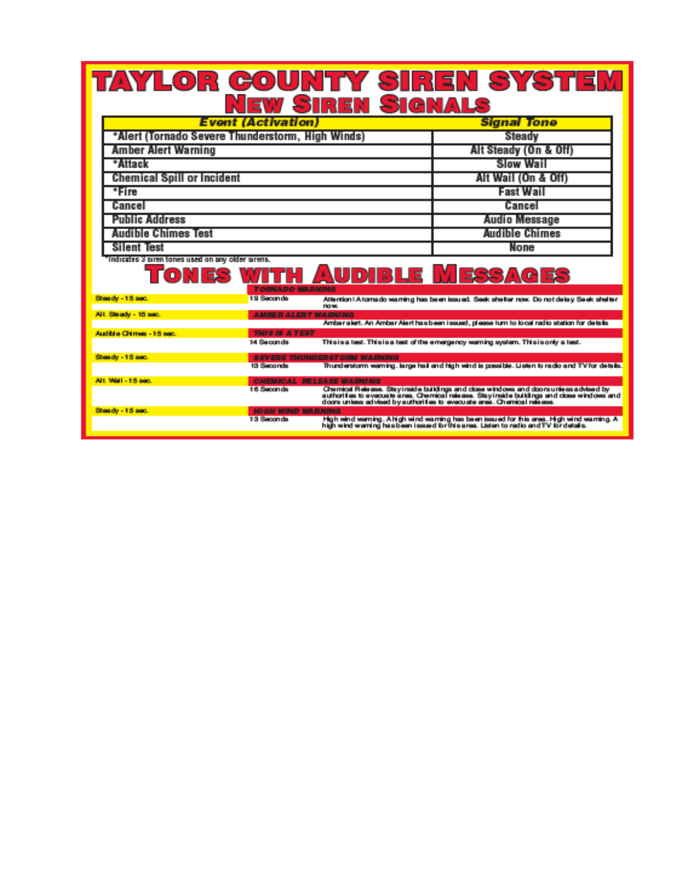# TAYLOR COUNTY SIREN SYSTEM

## New Siren Signals

| Event (Activation) | Signal Tone |
|---|---|
| *Alert (Tornado Severe Thunderstorm, High Winds) | Steady |
| Amber Alert Warning | Alt Steady (On & Off) |
| *Attack | Slow Wail |
| Chemical Spill or Incident | Alt Wail (On & Off) |
| *Fire | Fast Wail |
| Cancel | Cancel |
| Public Address | Audio Message |
| Audible Chimes Test | Audible Chimes |
| Silent Test | None |

*Indicates 3 siren tones used on any older sirens.

## Tones with Audible Messages

| Tone | Message Length | Message |
|---|---|---|
| Steady - 15 sec. | **TORNADO WARNING** | |
| | 19 Seconds | Attention! A tornado warning has been issued. Seek shelter now. Do not delay. Seek shelter now. |
| Alt. Steady - 15 sec. | **AMBER ALERT WARNING** | |
| | | Amber alert. An Amber Alert has been issued, please turn to local radio station for details |
| Audible Chimes - 15 sec. | **THIS IS A TEST** | |
| | 14 Seconds | This is a test. This is a test of the emergency warning system. This is only a test. |
| Steady - 15 sec. | **SEVERE THUNDERSTORM WARNING** | |
| | 13 Seconds | Thunderstorm warning. large hail and high wind is possible. Listen to radio and TV for details. |
| Alt. Wail - 15 sec. | **CHEMICAL RELEASE WARNING** | |
| | 16 Seconds | Chemical Release. Stay inside buildings and close windows and doors unless advised by authorities to evacuate area. Chemical release. Stay inside buildings and close windows and doors unless advised by authorities to evacuate area. Chemical release. |
| Steady - 15 sec. | **HIGH WIND WARNING** | |
| | 13 Seconds | High wind warning. A high wind warning has been issued for this area. High wind warning. A high wind warning has been issued for this area. Listen to radio and TV for details. |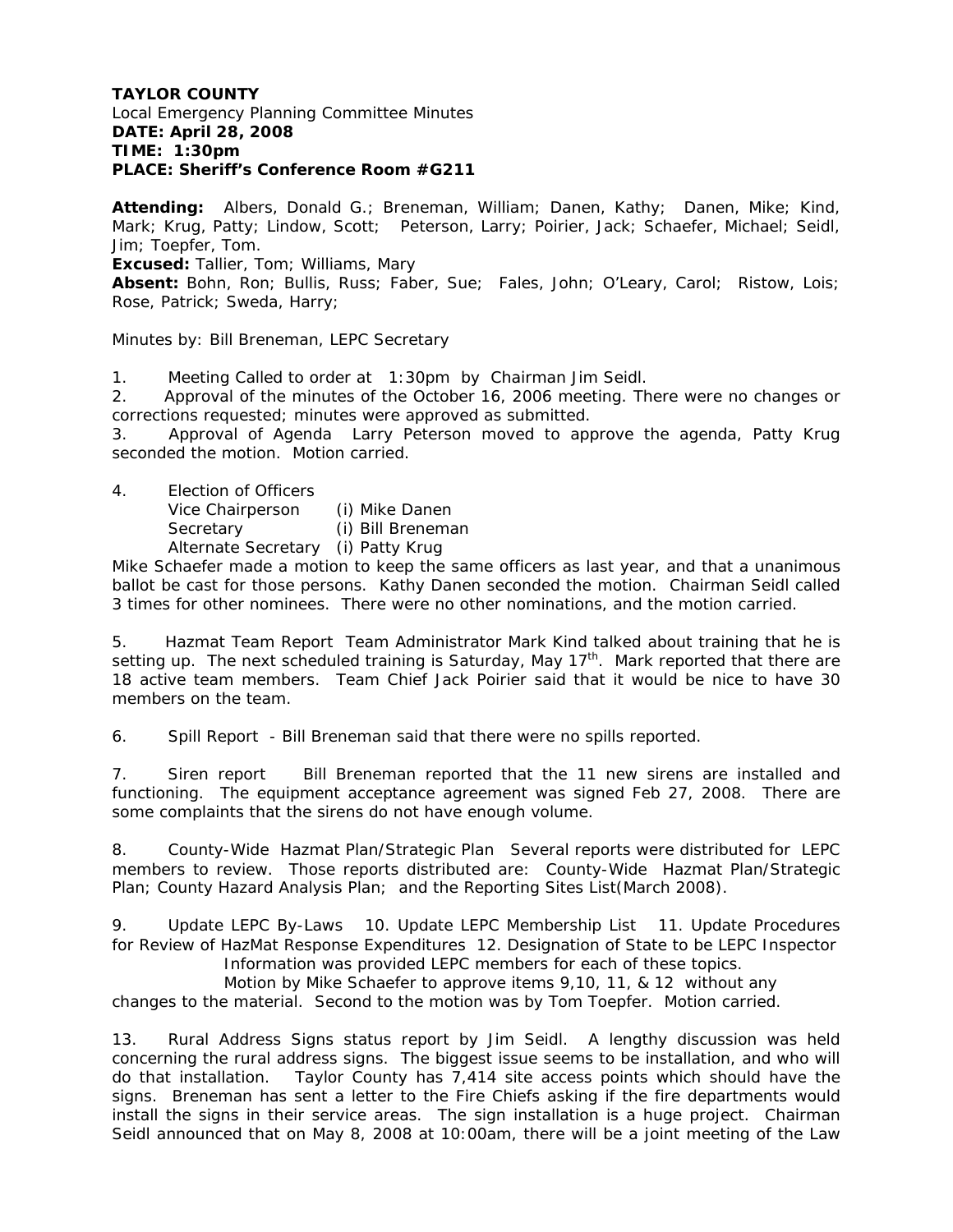**TAYLOR COUNTY**
Local Emergency Planning Committee Minutes
**DATE: April 28, 2008**
**TIME: 1:30pm**
**PLACE: Sheriff's Conference Room #G211**

**Attending:** Albers, Donald G.; Breneman, William; Danen, Kathy; Danen, Mike; Kind, Mark; Krug, Patty; Lindow, Scott; Peterson, Larry; Poirier, Jack; Schaefer, Michael; Seidl, Jim; Toepfer, Tom.
**Excused:** Tallier, Tom; Williams, Mary
**Absent:** Bohn, Ron; Bullis, Russ; Faber, Sue; Fales, John; O'Leary, Carol; Ristow, Lois; Rose, Patrick; Sweda, Harry;

Minutes by: Bill Breneman, LEPC Secretary

1. Meeting Called to order at 1:30pm by Chairman Jim Seidl.
2. Approval of the minutes of the October 16, 2006 meeting. There were no changes or corrections requested; minutes were approved as submitted.
3. Approval of Agenda Larry Peterson moved to approve the agenda, Patty Krug seconded the motion. Motion carried.

4. Election of Officers
   Vice Chairperson (i) Mike Danen
   Secretary (i) Bill Breneman
   Alternate Secretary (i) Patty Krug

Mike Schaefer made a motion to keep the same officers as last year, and that a unanimous ballot be cast for those persons. Kathy Danen seconded the motion. Chairman Seidl called 3 times for other nominees. There were no other nominations, and the motion carried.

5. Hazmat Team Report Team Administrator Mark Kind talked about training that he is setting up. The next scheduled training is Saturday, May 17th. Mark reported that there are 18 active team members. Team Chief Jack Poirier said that it would be nice to have 30 members on the team.

6. Spill Report - Bill Breneman said that there were no spills reported.

7. Siren report Bill Breneman reported that the 11 new sirens are installed and functioning. The equipment acceptance agreement was signed Feb 27, 2008. There are some complaints that the sirens do not have enough volume.

8. County-Wide Hazmat Plan/Strategic Plan Several reports were distributed for LEPC members to review. Those reports distributed are: County-Wide Hazmat Plan/Strategic Plan; County Hazard Analysis Plan; and the Reporting Sites List(March 2008).

9. Update LEPC By-Laws 10. Update LEPC Membership List 11. Update Procedures for Review of HazMat Response Expenditures 12. Designation of State to be LEPC Inspector
   Information was provided LEPC members for each of these topics.
   Motion by Mike Schaefer to approve items 9,10, 11, & 12 without any changes to the material. Second to the motion was by Tom Toepfer. Motion carried.

13. Rural Address Signs status report by Jim Seidl. A lengthy discussion was held concerning the rural address signs. The biggest issue seems to be installation, and who will do that installation. Taylor County has 7,414 site access points which should have the signs. Breneman has sent a letter to the Fire Chiefs asking if the fire departments would install the signs in their service areas. The sign installation is a huge project. Chairman Seidl announced that on May 8, 2008 at 10:00am, there will be a joint meeting of the Law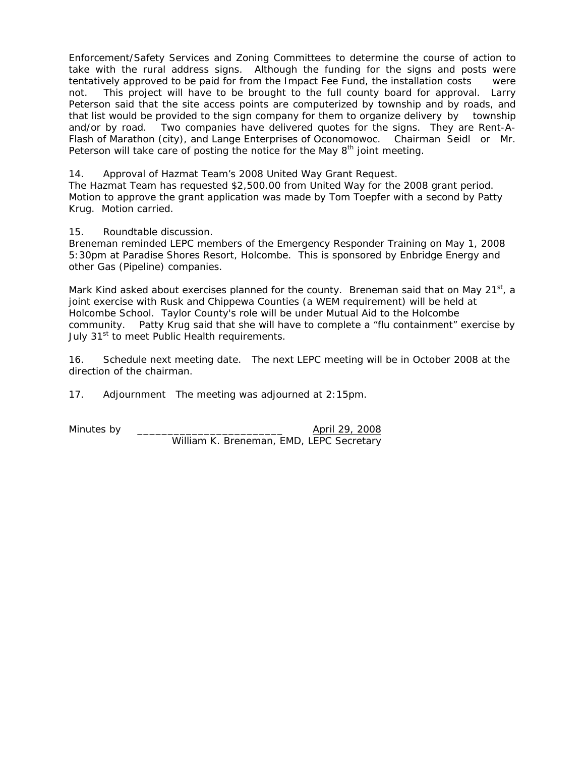Enforcement/Safety Services and Zoning Committees to determine the course of action to take with the rural address signs. Although the funding for the signs and posts were tentatively approved to be paid for from the Impact Fee Fund, the installation costs were not. This project will have to be brought to the full county board for approval. Larry Peterson said that the site access points are computerized by township and by roads, and that list would be provided to the sign company for them to organize delivery by township and/or by road. Two companies have delivered quotes for the signs. They are Rent-A-Flash of Marathon (city), and Lange Enterprises of Oconomowoc. Chairman Seidl or Mr. Peterson will take care of posting the notice for the May 8th joint meeting.

14. Approval of Hazmat Team's 2008 United Way Grant Request.
The Hazmat Team has requested $2,500.00 from United Way for the 2008 grant period. Motion to approve the grant application was made by Tom Toepfer with a second by Patty Krug. Motion carried.

15. Roundtable discussion.
Breneman reminded LEPC members of the Emergency Responder Training on May 1, 2008 5:30pm at Paradise Shores Resort, Holcombe. This is sponsored by Enbridge Energy and other Gas (Pipeline) companies.

Mark Kind asked about exercises planned for the county. Breneman said that on May 21st, a joint exercise with Rusk and Chippewa Counties (a WEM requirement) will be held at Holcombe School. Taylor County's role will be under Mutual Aid to the Holcombe community. Patty Krug said that she will have to complete a "flu containment" exercise by July 31st to meet Public Health requirements.

16. Schedule next meeting date. The next LEPC meeting will be in October 2008 at the direction of the chairman.

17. Adjournment The meeting was adjourned at 2:15pm.

Minutes by ________________________ April 29, 2008
William K. Breneman, EMD, LEPC Secretary